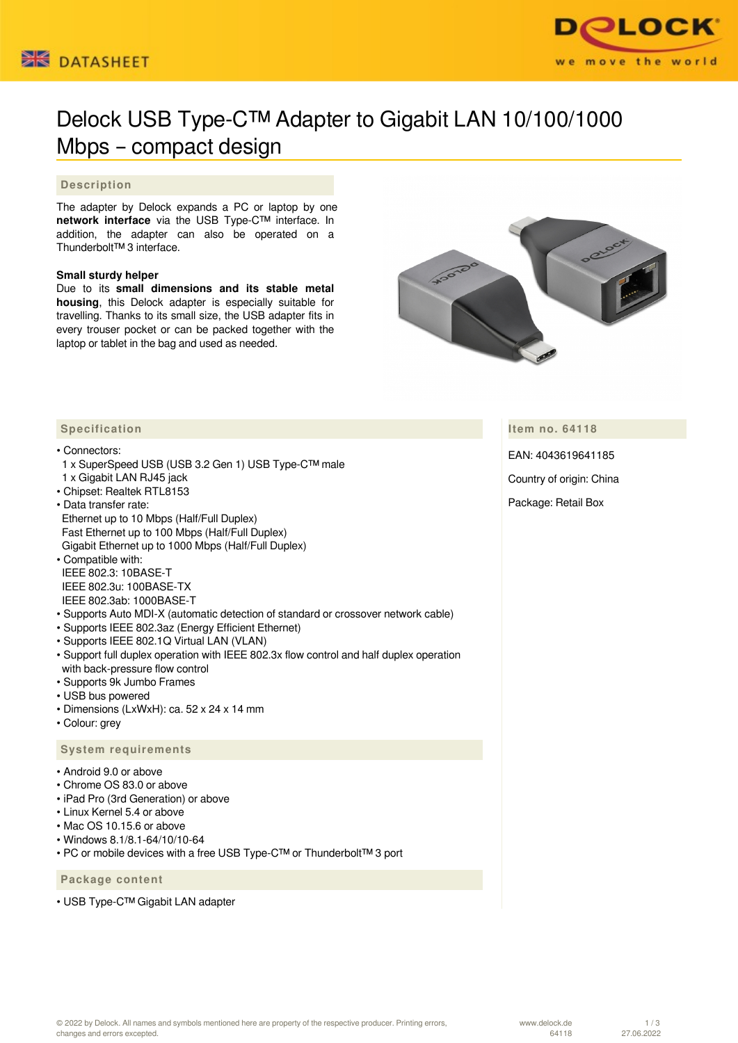# Delock USB Type-C™ Adapter to Gigabit LAN 10/100/1000 Mbps – compact design

## Description

The adapter by Delock expands a PC or laptop by one **network interface** via the USB Type-C™ interface. In addition, the adapter can also be operated on a Thunderbolt™ 3 interface.

**Small sturdy helper**
Due to its **small dimensions and its stable metal housing**, this Delock adapter is especially suitable for travelling. Thanks to its small size, the USB adapter fits in every trouser pocket or can be packed together with the laptop or tablet in the bag and used as needed.

## Specification

- Connectors:
  1 x SuperSpeed USB (USB 3.2 Gen 1) USB Type-C™ male
  1 x Gigabit LAN RJ45 jack
- Chipset: Realtek RTL8153
- Data transfer rate:
  Ethernet up to 10 Mbps (Half/Full Duplex)
  Fast Ethernet up to 100 Mbps (Half/Full Duplex)
  Gigabit Ethernet up to 1000 Mbps (Half/Full Duplex)
- Compatible with:
  IEEE 802.3: 10BASE-T
  IEEE 802.3u: 100BASE-TX
  IEEE 802.3ab: 1000BASE-T
- Supports Auto MDI-X (automatic detection of standard or crossover network cable)
- Supports IEEE 802.3az (Energy Efficient Ethernet)
- Supports IEEE 802.1Q Virtual LAN (VLAN)
- Support full duplex operation with IEEE 802.3x flow control and half duplex operation with back-pressure flow control
- Supports 9k Jumbo Frames
- USB bus powered
- Dimensions (LxWxH): ca. 52 x 24 x 14 mm
- Colour: grey

## System requirements

- Android 9.0 or above
- Chrome OS 83.0 or above
- iPad Pro (3rd Generation) or above
- Linux Kernel 5.4 or above
- Mac OS 10.15.6 or above
- Windows 8.1/8.1-64/10/10-64
- PC or mobile devices with a free USB Type-C™ or Thunderbolt™ 3 port

## Package content

- USB Type-C™ Gigabit LAN adapter

## Item no. 64118

EAN: 4043619641185

Country of origin: China

Package: Retail Box

© 2022 by Delock. All names and symbols mentioned here are property of the respective producer. Printing errors, changes and errors excepted.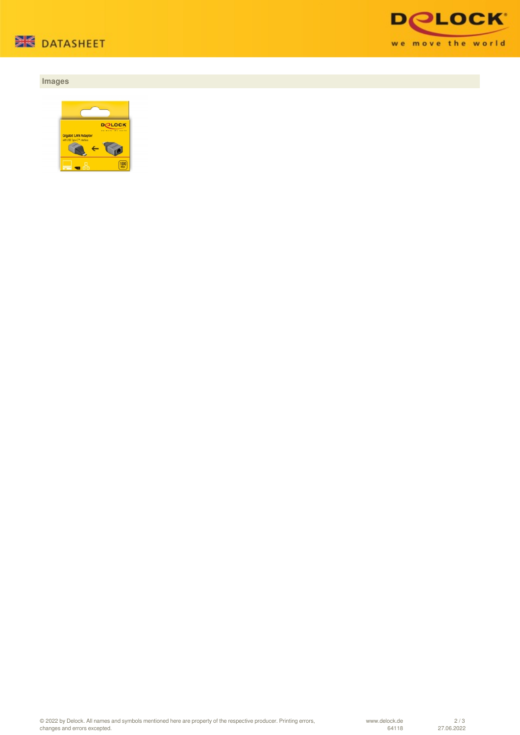## Images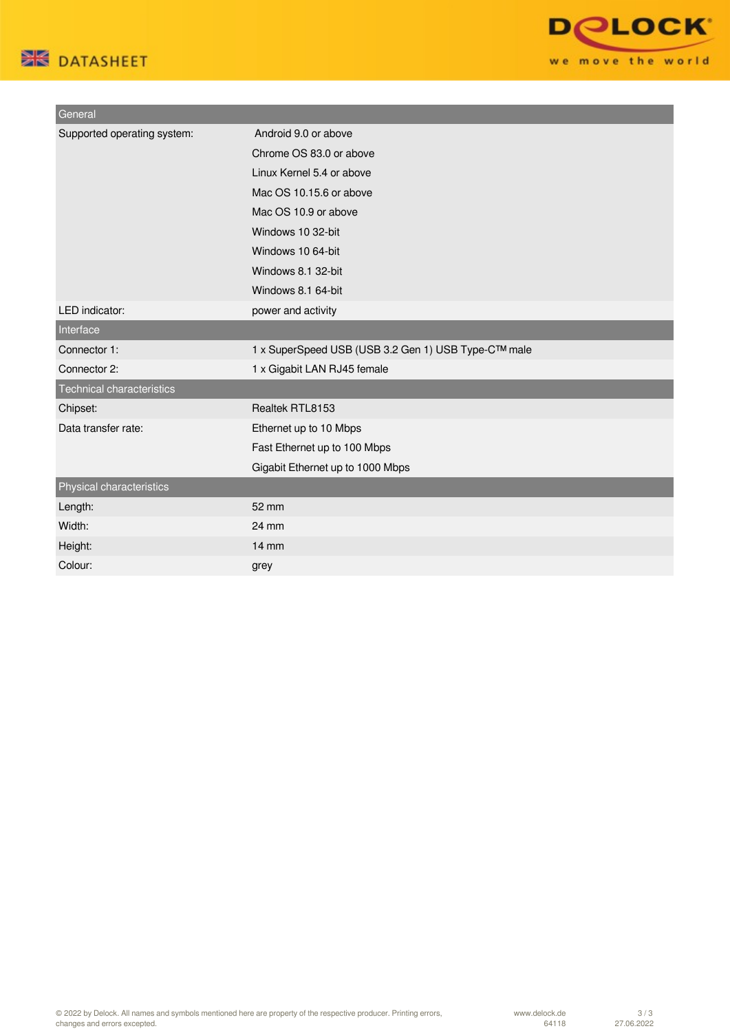| General | |
| --- | --- |
| Supported operating system: | Android 9.0 or above |
| | Chrome OS 83.0 or above |
| | Linux Kernel 5.4 or above |
| | Mac OS 10.15.6 or above |
| | Mac OS 10.9 or above |
| | Windows 10 32-bit |
| | Windows 10 64-bit |
| | Windows 8.1 32-bit |
| | Windows 8.1 64-bit |
| LED indicator: | power and activity |
| **Interface** | |
| Connector 1: | 1 x SuperSpeed USB (USB 3.2 Gen 1) USB Type-C™ male |
| Connector 2: | 1 x Gigabit LAN RJ45 female |
| **Technical characteristics** | |
| Chipset: | Realtek RTL8153 |
| Data transfer rate: | Ethernet up to 10 Mbps |
| | Fast Ethernet up to 100 Mbps |
| | Gigabit Ethernet up to 1000 Mbps |
| **Physical characteristics** | |
| Length: | 52 mm |
| Width: | 24 mm |
| Height: | 14 mm |
| Colour: | grey |

© 2022 by Delock. All names and symbols mentioned here are property of the respective producer. Printing errors, changes and errors excepted.